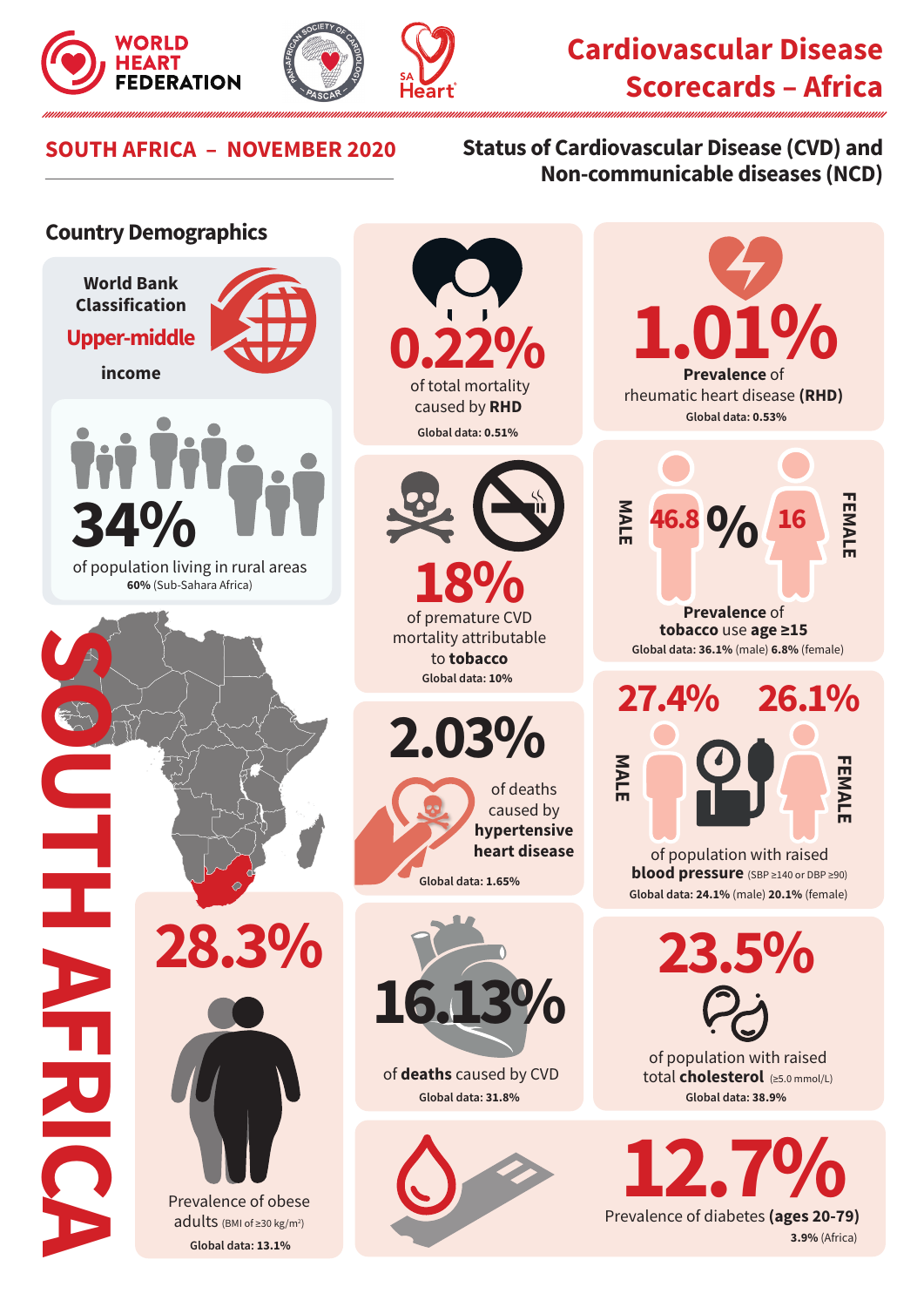WORLD HEART FEDERATION

# Cardiovascular Disease Scorecards – Africa

## SOUTH AFRICA – NOVEMBER 2020

## Status of Cardiovascular Disease (CVD) and Non-communicable diseases (NCD)

### Country Demographics

World Bank Classification

**Upper-middle income**

**34%** of population living in rural areas

**60%** (Sub-Sahara Africa)

SOUTH AFRICA

**0.22%** of total mortality caused by **RHD**

**Global data: 0.51%**

**1.01%** **Prevalence** of rheumatic heart disease **(RHD)**

**Global data: 0.53%**

**18%** of premature CVD mortality attributable to **tobacco**

**Global data: 10%**

MALE **46.8%** FEMALE **16%**

**Prevalence of tobacco** use **age ≥15**

**Global data: 36.1%** (male) **6.8%** (female)

**2.03%** of deaths caused by **hypertensive heart disease**

**Global data: 1.65%**

MALE **27.4%** FEMALE **26.1%**

of population with raised **blood pressure** (SBP ≥140 or DBP ≥90)

**Global data: 24.1%** (male) **20.1%** (female)

**28.3%** Prevalence of obese adults (BMI of ≥30 kg/m²)

**Global data: 13.1%**

**16.13%** of **deaths** caused by CVD

**Global data: 31.8%**

**23.5%** of population with raised total **cholesterol** (≥5.0 mmol/L)

**Global data: 38.9%**

**12.7%** Prevalence of diabetes **(ages 20-79)**

**3.9%** (Africa)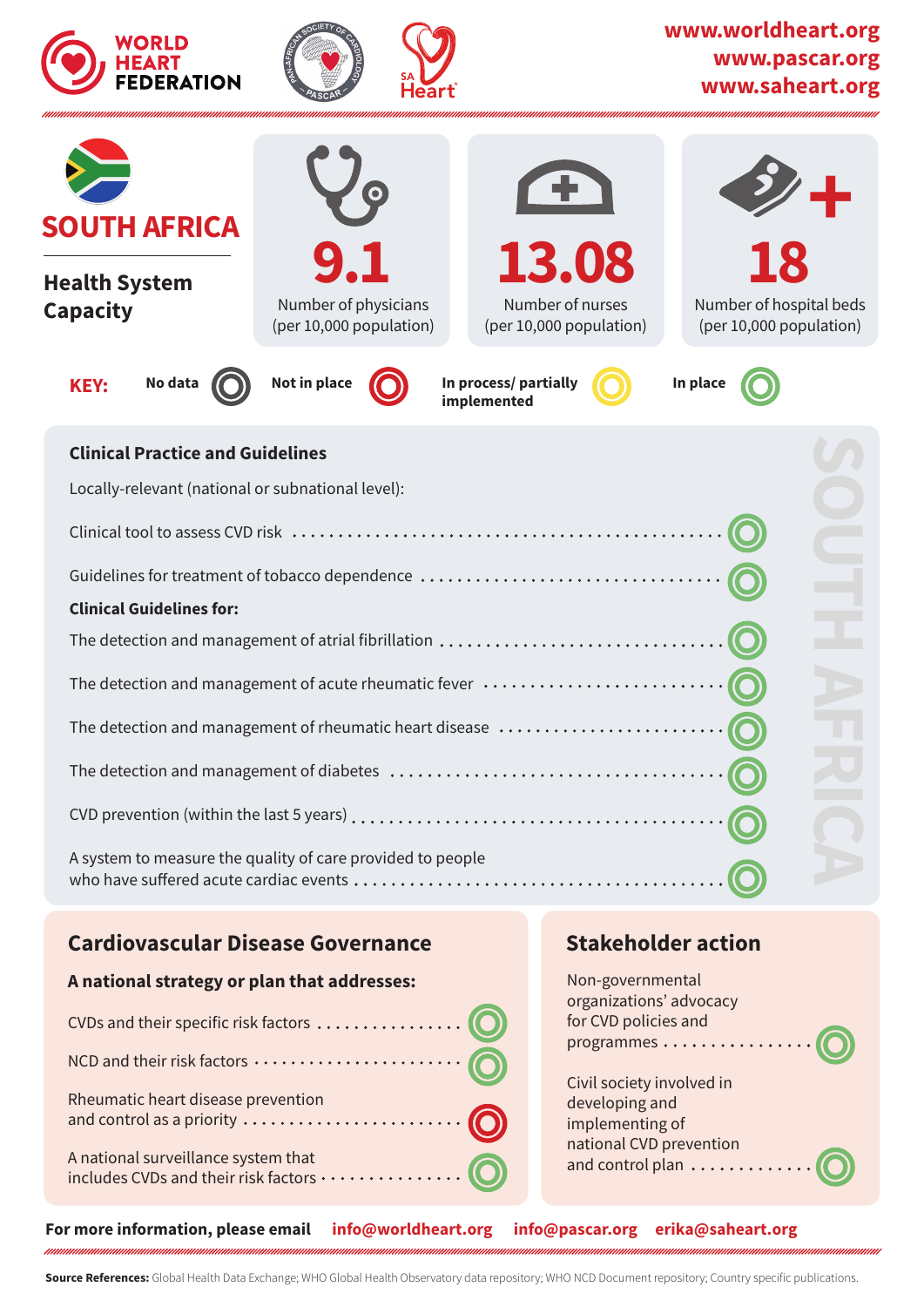**WORLD HEART FEDERATION**

www.worldheart.org
www.pascar.org
www.saheart.org

# SOUTH AFRICA

## Health System Capacity

**9.1**
Number of physicians (per 10,000 population)

**13.08**
Number of nurses (per 10,000 population)

**18**
Number of hospital beds (per 10,000 population)

**KEY:** No data | Not in place | In process/ partially implemented | In place

## Clinical Practice and Guidelines

Locally-relevant (national or subnational level):

| | |
|---|---|
| Clinical tool to assess CVD risk | In place |
| Guidelines for treatment of tobacco dependence | In place |

**Clinical Guidelines for:**

| | |
|---|---|
| The detection and management of atrial fibrillation | In place |
| The detection and management of acute rheumatic fever | In place |
| The detection and management of rheumatic heart disease | In place |
| The detection and management of diabetes | In place |
| CVD prevention (within the last 5 years) | In place |
| A system to measure the quality of care provided to people who have suffered acute cardiac events | In place |

## Cardiovascular Disease Governance

**A national strategy or plan that addresses:**

| | |
|---|---|
| CVDs and their specific risk factors | In place |
| NCD and their risk factors | In place |
| Rheumatic heart disease prevention and control as a priority | Not in place |
| A national surveillance system that includes CVDs and their risk factors | In place |

## Stakeholder action

| | |
|---|---|
| Non-governmental organizations' advocacy for CVD policies and programmes | In place |
| Civil society involved in developing and implementing of national CVD prevention and control plan | In place |

**For more information, please email** info@worldheart.org info@pascar.org erika@saheart.org

**Source References:** Global Health Data Exchange; WHO Global Health Observatory data repository; WHO NCD Document repository; Country specific publications.